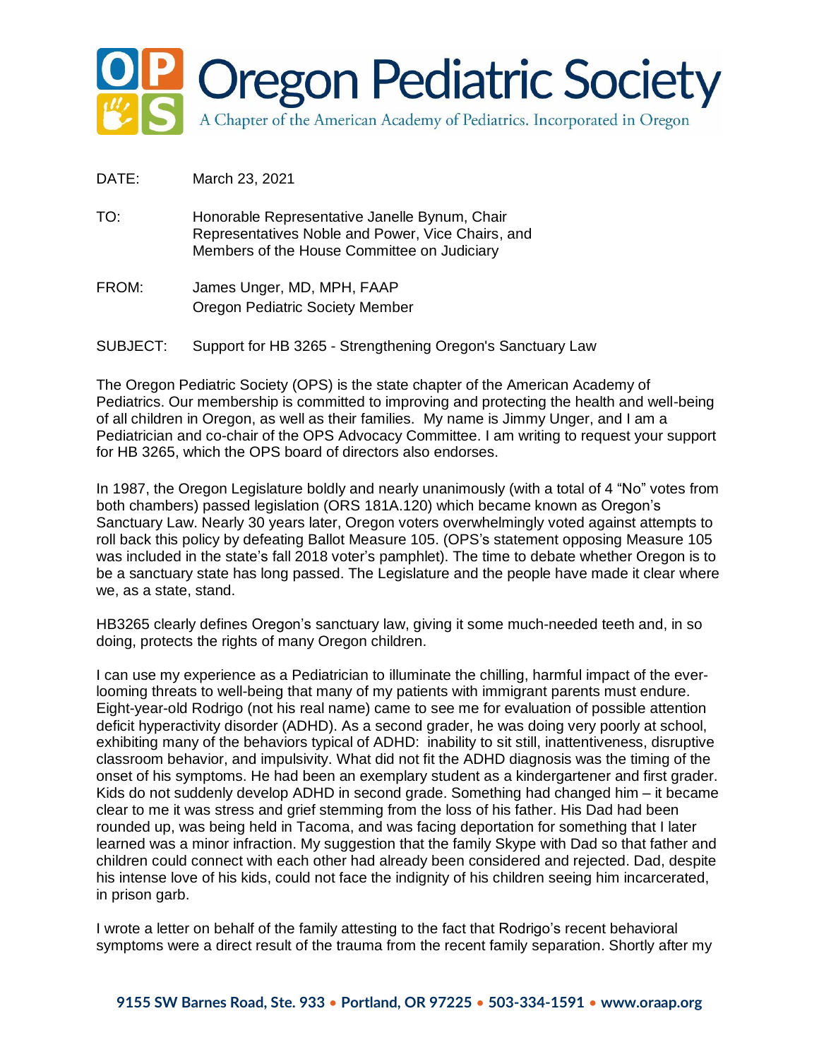# Oregon Pediatric Society

A Chapter of the American Academy of Pediatrics. Incorporated in Oregon

DATE: March 23, 2021

TO: Honorable Representative Janelle Bynum, Chair
Representatives Noble and Power, Vice Chairs, and
Members of the House Committee on Judiciary

FROM: James Unger, MD, MPH, FAAP
Oregon Pediatric Society Member

SUBJECT: Support for HB 3265 - Strengthening Oregon's Sanctuary Law

The Oregon Pediatric Society (OPS) is the state chapter of the American Academy of Pediatrics. Our membership is committed to improving and protecting the health and well-being of all children in Oregon, as well as their families. My name is Jimmy Unger, and I am a Pediatrician and co-chair of the OPS Advocacy Committee. I am writing to request your support for HB 3265, which the OPS board of directors also endorses.

In 1987, the Oregon Legislature boldly and nearly unanimously (with a total of 4 "No" votes from both chambers) passed legislation (ORS 181A.120) which became known as Oregon's Sanctuary Law. Nearly 30 years later, Oregon voters overwhelmingly voted against attempts to roll back this policy by defeating Ballot Measure 105. (OPS's statement opposing Measure 105 was included in the state's fall 2018 voter's pamphlet). The time to debate whether Oregon is to be a sanctuary state has long passed. The Legislature and the people have made it clear where we, as a state, stand.

HB3265 clearly defines Oregon's sanctuary law, giving it some much-needed teeth and, in so doing, protects the rights of many Oregon children.

I can use my experience as a Pediatrician to illuminate the chilling, harmful impact of the ever-looming threats to well-being that many of my patients with immigrant parents must endure. Eight-year-old Rodrigo (not his real name) came to see me for evaluation of possible attention deficit hyperactivity disorder (ADHD). As a second grader, he was doing very poorly at school, exhibiting many of the behaviors typical of ADHD: inability to sit still, inattentiveness, disruptive classroom behavior, and impulsivity. What did not fit the ADHD diagnosis was the timing of the onset of his symptoms. He had been an exemplary student as a kindergartener and first grader. Kids do not suddenly develop ADHD in second grade. Something had changed him – it became clear to me it was stress and grief stemming from the loss of his father. His Dad had been rounded up, was being held in Tacoma, and was facing deportation for something that I later learned was a minor infraction. My suggestion that the family Skype with Dad so that father and children could connect with each other had already been considered and rejected. Dad, despite his intense love of his kids, could not face the indignity of his children seeing him incarcerated, in prison garb.

I wrote a letter on behalf of the family attesting to the fact that Rodrigo's recent behavioral symptoms were a direct result of the trauma from the recent family separation. Shortly after my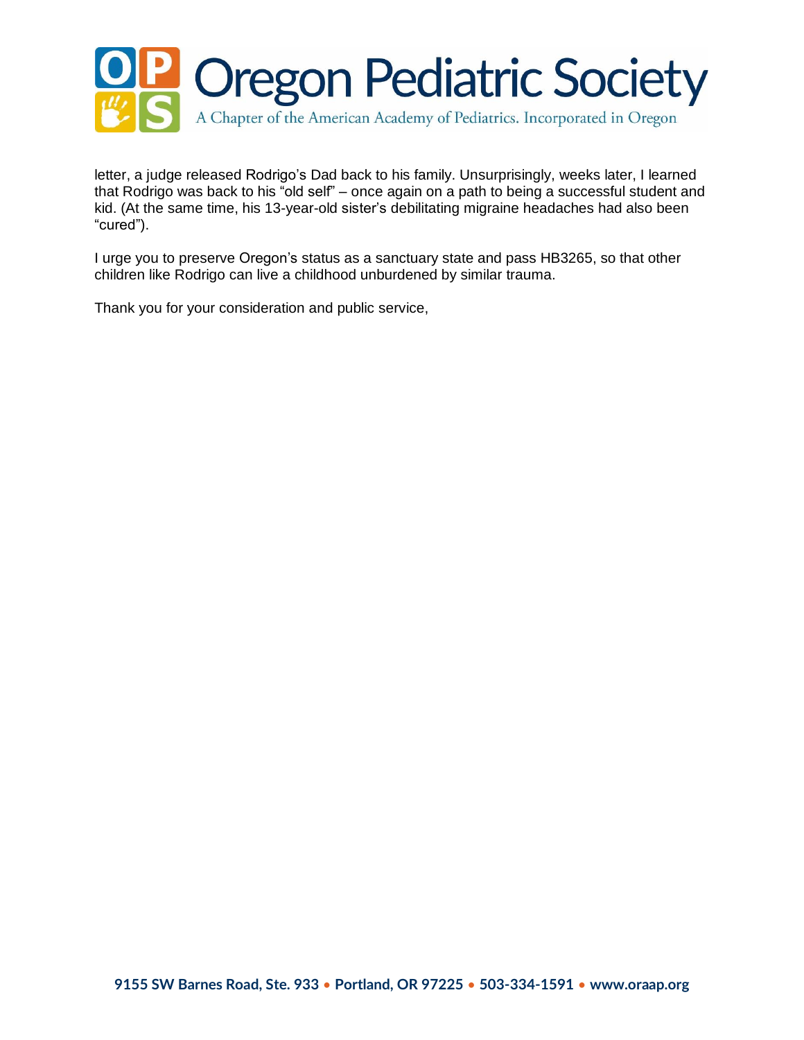letter, a judge released Rodrigo's Dad back to his family. Unsurprisingly, weeks later, I learned that Rodrigo was back to his "old self" – once again on a path to being a successful student and kid. (At the same time, his 13-year-old sister's debilitating migraine headaches had also been "cured").

I urge you to preserve Oregon's status as a sanctuary state and pass HB3265, so that other children like Rodrigo can live a childhood unburdened by similar trauma.

Thank you for your consideration and public service,